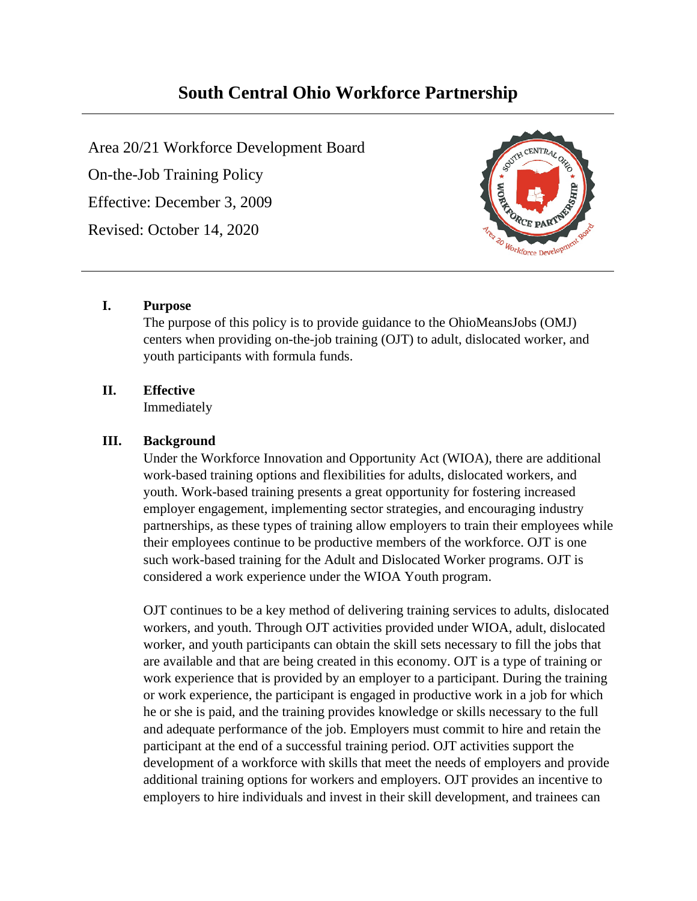# South Central Ohio Workforce Partnership

Area 20/21 Workforce Development Board

On-the-Job Training Policy

Effective: December 3, 2009

Revised: October 14, 2020

## I. Purpose

The purpose of this policy is to provide guidance to the OhioMeansJobs (OMJ) centers when providing on-the-job training (OJT) to adult, dislocated worker, and youth participants with formula funds.

## II. Effective

Immediately

## III. Background

Under the Workforce Innovation and Opportunity Act (WIOA), there are additional work-based training options and flexibilities for adults, dislocated workers, and youth. Work-based training presents a great opportunity for fostering increased employer engagement, implementing sector strategies, and encouraging industry partnerships, as these types of training allow employers to train their employees while their employees continue to be productive members of the workforce. OJT is one such work-based training for the Adult and Dislocated Worker programs. OJT is considered a work experience under the WIOA Youth program.

OJT continues to be a key method of delivering training services to adults, dislocated workers, and youth. Through OJT activities provided under WIOA, adult, dislocated worker, and youth participants can obtain the skill sets necessary to fill the jobs that are available and that are being created in this economy. OJT is a type of training or work experience that is provided by an employer to a participant. During the training or work experience, the participant is engaged in productive work in a job for which he or she is paid, and the training provides knowledge or skills necessary to the full and adequate performance of the job. Employers must commit to hire and retain the participant at the end of a successful training period. OJT activities support the development of a workforce with skills that meet the needs of employers and provide additional training options for workers and employers. OJT provides an incentive to employers to hire individuals and invest in their skill development, and trainees can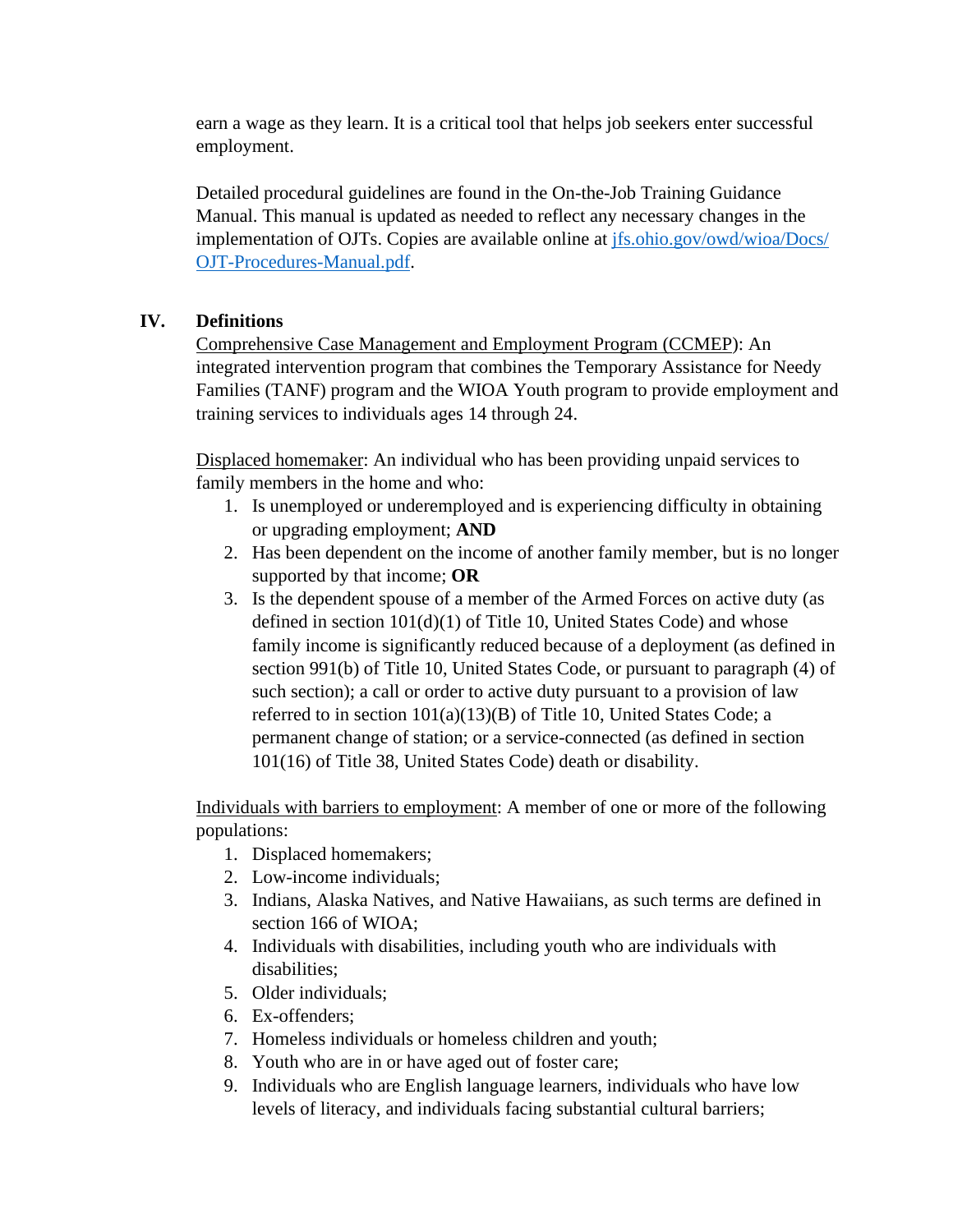earn a wage as they learn. It is a critical tool that helps job seekers enter successful employment.

Detailed procedural guidelines are found in the On-the-Job Training Guidance Manual. This manual is updated as needed to reflect any necessary changes in the implementation of OJTs. Copies are available online at [jfs.ohio.gov/owd/wioa/Docs/OJT-Procedures-Manual.pdf](jfs.ohio.gov/owd/wioa/Docs/OJT-Procedures-Manual.pdf).

## IV. Definitions

Comprehensive Case Management and Employment Program (CCMEP): An integrated intervention program that combines the Temporary Assistance for Needy Families (TANF) program and the WIOA Youth program to provide employment and training services to individuals ages 14 through 24.

Displaced homemaker: An individual who has been providing unpaid services to family members in the home and who:

1. Is unemployed or underemployed and is experiencing difficulty in obtaining or upgrading employment; **AND**
2. Has been dependent on the income of another family member, but is no longer supported by that income; **OR**
3. Is the dependent spouse of a member of the Armed Forces on active duty (as defined in section 101(d)(1) of Title 10, United States Code) and whose family income is significantly reduced because of a deployment (as defined in section 991(b) of Title 10, United States Code, or pursuant to paragraph (4) of such section); a call or order to active duty pursuant to a provision of law referred to in section 101(a)(13)(B) of Title 10, United States Code; a permanent change of station; or a service-connected (as defined in section 101(16) of Title 38, United States Code) death or disability.

Individuals with barriers to employment: A member of one or more of the following populations:

1. Displaced homemakers;
2. Low-income individuals;
3. Indians, Alaska Natives, and Native Hawaiians, as such terms are defined in section 166 of WIOA;
4. Individuals with disabilities, including youth who are individuals with disabilities;
5. Older individuals;
6. Ex-offenders;
7. Homeless individuals or homeless children and youth;
8. Youth who are in or have aged out of foster care;
9. Individuals who are English language learners, individuals who have low levels of literacy, and individuals facing substantial cultural barriers;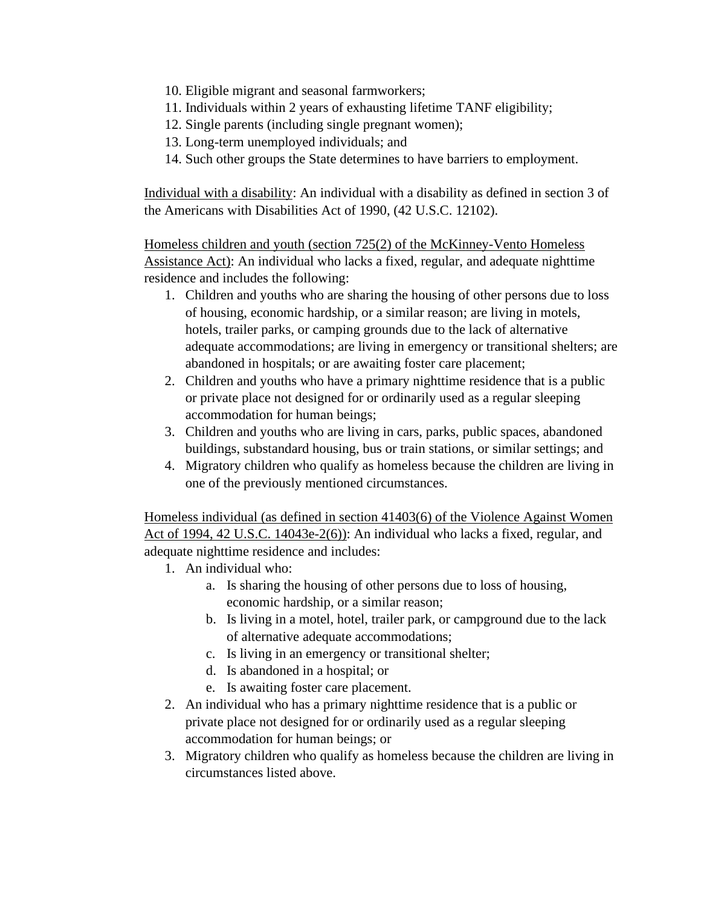10. Eligible migrant and seasonal farmworkers;
11. Individuals within 2 years of exhausting lifetime TANF eligibility;
12. Single parents (including single pregnant women);
13. Long-term unemployed individuals; and
14. Such other groups the State determines to have barriers to employment.

Individual with a disability: An individual with a disability as defined in section 3 of the Americans with Disabilities Act of 1990, (42 U.S.C. 12102).

Homeless children and youth (section 725(2) of the McKinney-Vento Homeless Assistance Act): An individual who lacks a fixed, regular, and adequate nighttime residence and includes the following:

1. Children and youths who are sharing the housing of other persons due to loss of housing, economic hardship, or a similar reason; are living in motels, hotels, trailer parks, or camping grounds due to the lack of alternative adequate accommodations; are living in emergency or transitional shelters; are abandoned in hospitals; or are awaiting foster care placement;
2. Children and youths who have a primary nighttime residence that is a public or private place not designed for or ordinarily used as a regular sleeping accommodation for human beings;
3. Children and youths who are living in cars, parks, public spaces, abandoned buildings, substandard housing, bus or train stations, or similar settings; and
4. Migratory children who qualify as homeless because the children are living in one of the previously mentioned circumstances.

Homeless individual (as defined in section 41403(6) of the Violence Against Women Act of 1994, 42 U.S.C. 14043e-2(6)): An individual who lacks a fixed, regular, and adequate nighttime residence and includes:

1. An individual who:
    a. Is sharing the housing of other persons due to loss of housing, economic hardship, or a similar reason;
    b. Is living in a motel, hotel, trailer park, or campground due to the lack of alternative adequate accommodations;
    c. Is living in an emergency or transitional shelter;
    d. Is abandoned in a hospital; or
    e. Is awaiting foster care placement.
2. An individual who has a primary nighttime residence that is a public or private place not designed for or ordinarily used as a regular sleeping accommodation for human beings; or
3. Migratory children who qualify as homeless because the children are living in circumstances listed above.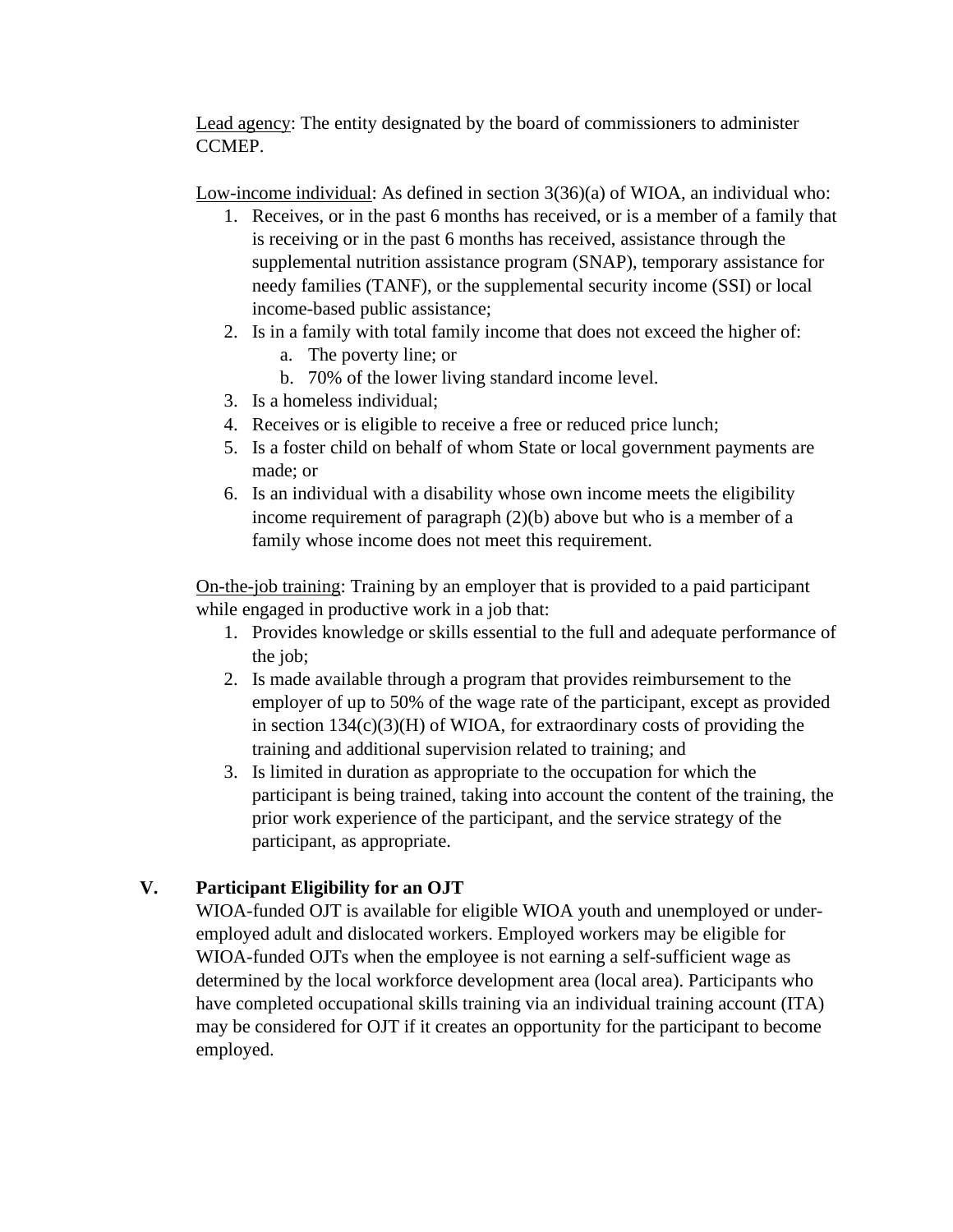Lead agency: The entity designated by the board of commissioners to administer CCMEP.

Low-income individual: As defined in section 3(36)(a) of WIOA, an individual who:

1. Receives, or in the past 6 months has received, or is a member of a family that is receiving or in the past 6 months has received, assistance through the supplemental nutrition assistance program (SNAP), temporary assistance for needy families (TANF), or the supplemental security income (SSI) or local income-based public assistance;
2. Is in a family with total family income that does not exceed the higher of:
   a. The poverty line; or
   b. 70% of the lower living standard income level.
3. Is a homeless individual;
4. Receives or is eligible to receive a free or reduced price lunch;
5. Is a foster child on behalf of whom State or local government payments are made; or
6. Is an individual with a disability whose own income meets the eligibility income requirement of paragraph (2)(b) above but who is a member of a family whose income does not meet this requirement.

On-the-job training: Training by an employer that is provided to a paid participant while engaged in productive work in a job that:

1. Provides knowledge or skills essential to the full and adequate performance of the job;
2. Is made available through a program that provides reimbursement to the employer of up to 50% of the wage rate of the participant, except as provided in section 134(c)(3)(H) of WIOA, for extraordinary costs of providing the training and additional supervision related to training; and
3. Is limited in duration as appropriate to the occupation for which the participant is being trained, taking into account the content of the training, the prior work experience of the participant, and the service strategy of the participant, as appropriate.

## V. Participant Eligibility for an OJT

WIOA-funded OJT is available for eligible WIOA youth and unemployed or under-employed adult and dislocated workers. Employed workers may be eligible for WIOA-funded OJTs when the employee is not earning a self-sufficient wage as determined by the local workforce development area (local area). Participants who have completed occupational skills training via an individual training account (ITA) may be considered for OJT if it creates an opportunity for the participant to become employed.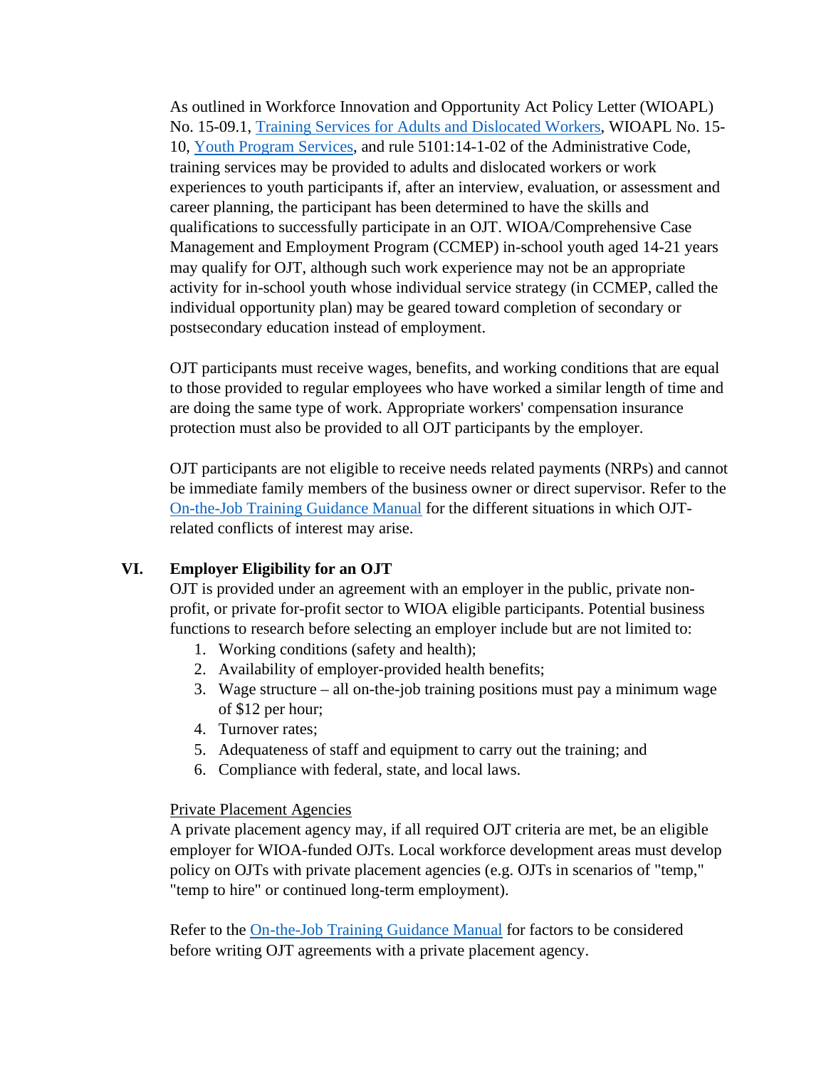As outlined in Workforce Innovation and Opportunity Act Policy Letter (WIOAPL) No. 15-09.1, [Training Services for Adults and Dislocated Workers](), WIOAPL No. 15-10, [Youth Program Services](), and rule 5101:14-1-02 of the Administrative Code, training services may be provided to adults and dislocated workers or work experiences to youth participants if, after an interview, evaluation, or assessment and career planning, the participant has been determined to have the skills and qualifications to successfully participate in an OJT. WIOA/Comprehensive Case Management and Employment Program (CCMEP) in-school youth aged 14-21 years may qualify for OJT, although such work experience may not be an appropriate activity for in-school youth whose individual service strategy (in CCMEP, called the individual opportunity plan) may be geared toward completion of secondary or postsecondary education instead of employment.

OJT participants must receive wages, benefits, and working conditions that are equal to those provided to regular employees who have worked a similar length of time and are doing the same type of work. Appropriate workers' compensation insurance protection must also be provided to all OJT participants by the employer.

OJT participants are not eligible to receive needs related payments (NRPs) and cannot be immediate family members of the business owner or direct supervisor. Refer to the [On-the-Job Training Guidance Manual]() for the different situations in which OJT-related conflicts of interest may arise.

## VI. Employer Eligibility for an OJT

OJT is provided under an agreement with an employer in the public, private non-profit, or private for-profit sector to WIOA eligible participants. Potential business functions to research before selecting an employer include but are not limited to:

1. Working conditions (safety and health);
2. Availability of employer-provided health benefits;
3. Wage structure – all on-the-job training positions must pay a minimum wage of $12 per hour;
4. Turnover rates;
5. Adequateness of staff and equipment to carry out the training; and
6. Compliance with federal, state, and local laws.

<u>Private Placement Agencies</u>

A private placement agency may, if all required OJT criteria are met, be an eligible employer for WIOA-funded OJTs. Local workforce development areas must develop policy on OJTs with private placement agencies (e.g. OJTs in scenarios of "temp," "temp to hire" or continued long-term employment).

Refer to the [On-the-Job Training Guidance Manual]() for factors to be considered before writing OJT agreements with a private placement agency.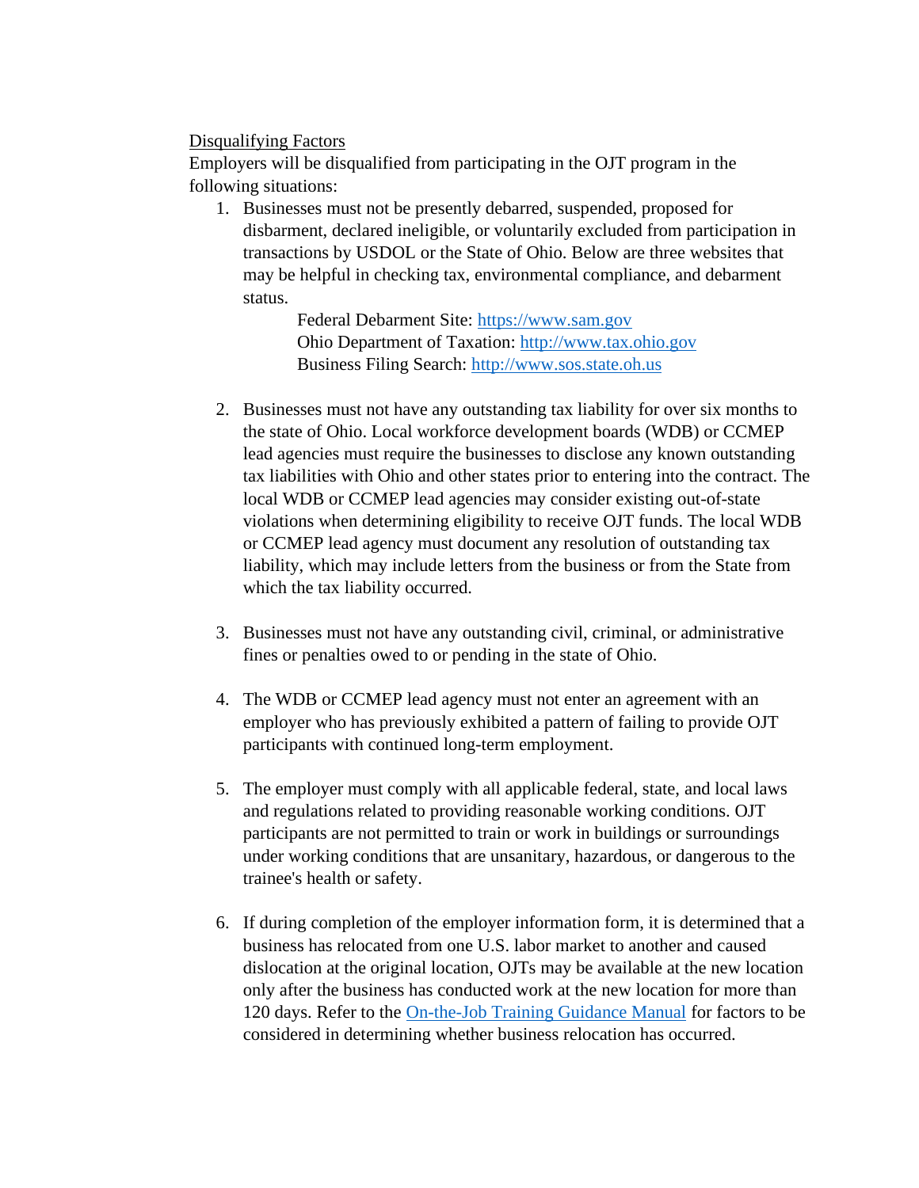Disqualifying Factors

Employers will be disqualified from participating in the OJT program in the following situations:

1. Businesses must not be presently debarred, suspended, proposed for disbarment, declared ineligible, or voluntarily excluded from participation in transactions by USDOL or the State of Ohio. Below are three websites that may be helpful in checking tax, environmental compliance, and debarment status.

   Federal Debarment Site: [https://www.sam.gov](https://www.sam.gov)
   Ohio Department of Taxation: [http://www.tax.ohio.gov](http://www.tax.ohio.gov)
   Business Filing Search: [http://www.sos.state.oh.us](http://www.sos.state.oh.us)

2. Businesses must not have any outstanding tax liability for over six months to the state of Ohio. Local workforce development boards (WDB) or CCMEP lead agencies must require the businesses to disclose any known outstanding tax liabilities with Ohio and other states prior to entering into the contract. The local WDB or CCMEP lead agencies may consider existing out-of-state violations when determining eligibility to receive OJT funds. The local WDB or CCMEP lead agency must document any resolution of outstanding tax liability, which may include letters from the business or from the State from which the tax liability occurred.

3. Businesses must not have any outstanding civil, criminal, or administrative fines or penalties owed to or pending in the state of Ohio.

4. The WDB or CCMEP lead agency must not enter an agreement with an employer who has previously exhibited a pattern of failing to provide OJT participants with continued long-term employment.

5. The employer must comply with all applicable federal, state, and local laws and regulations related to providing reasonable working conditions. OJT participants are not permitted to train or work in buildings or surroundings under working conditions that are unsanitary, hazardous, or dangerous to the trainee's health or safety.

6. If during completion of the employer information form, it is determined that a business has relocated from one U.S. labor market to another and caused dislocation at the original location, OJTs may be available at the new location only after the business has conducted work at the new location for more than 120 days. Refer to the On-the-Job Training Guidance Manual for factors to be considered in determining whether business relocation has occurred.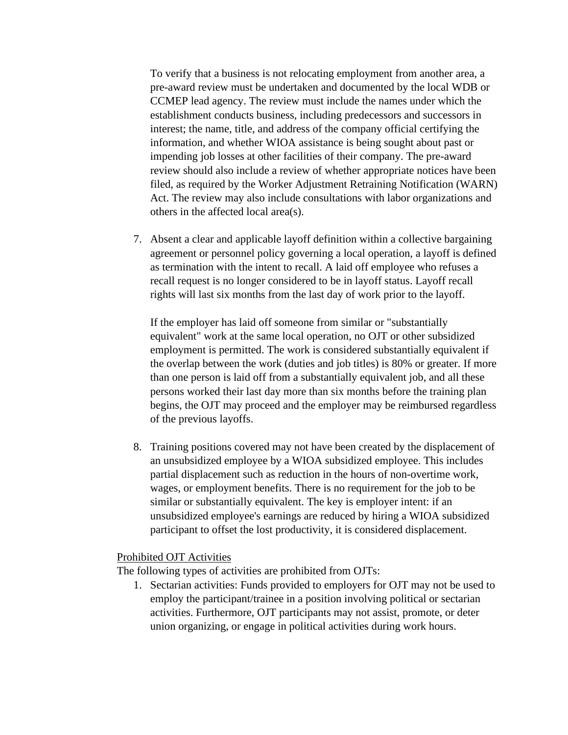To verify that a business is not relocating employment from another area, a pre-award review must be undertaken and documented by the local WDB or CCMEP lead agency. The review must include the names under which the establishment conducts business, including predecessors and successors in interest; the name, title, and address of the company official certifying the information, and whether WIOA assistance is being sought about past or impending job losses at other facilities of their company. The pre-award review should also include a review of whether appropriate notices have been filed, as required by the Worker Adjustment Retraining Notification (WARN) Act. The review may also include consultations with labor organizations and others in the affected local area(s).

7. Absent a clear and applicable layoff definition within a collective bargaining agreement or personnel policy governing a local operation, a layoff is defined as termination with the intent to recall. A laid off employee who refuses a recall request is no longer considered to be in layoff status. Layoff recall rights will last six months from the last day of work prior to the layoff.

   If the employer has laid off someone from similar or "substantially equivalent" work at the same local operation, no OJT or other subsidized employment is permitted. The work is considered substantially equivalent if the overlap between the work (duties and job titles) is 80% or greater. If more than one person is laid off from a substantially equivalent job, and all these persons worked their last day more than six months before the training plan begins, the OJT may proceed and the employer may be reimbursed regardless of the previous layoffs.

8. Training positions covered may not have been created by the displacement of an unsubsidized employee by a WIOA subsidized employee. This includes partial displacement such as reduction in the hours of non-overtime work, wages, or employment benefits. There is no requirement for the job to be similar or substantially equivalent. The key is employer intent: if an unsubsidized employee's earnings are reduced by hiring a WIOA subsidized participant to offset the lost productivity, it is considered displacement.

<u>Prohibited OJT Activities</u>

The following types of activities are prohibited from OJTs:

1. Sectarian activities: Funds provided to employers for OJT may not be used to employ the participant/trainee in a position involving political or sectarian activities. Furthermore, OJT participants may not assist, promote, or deter union organizing, or engage in political activities during work hours.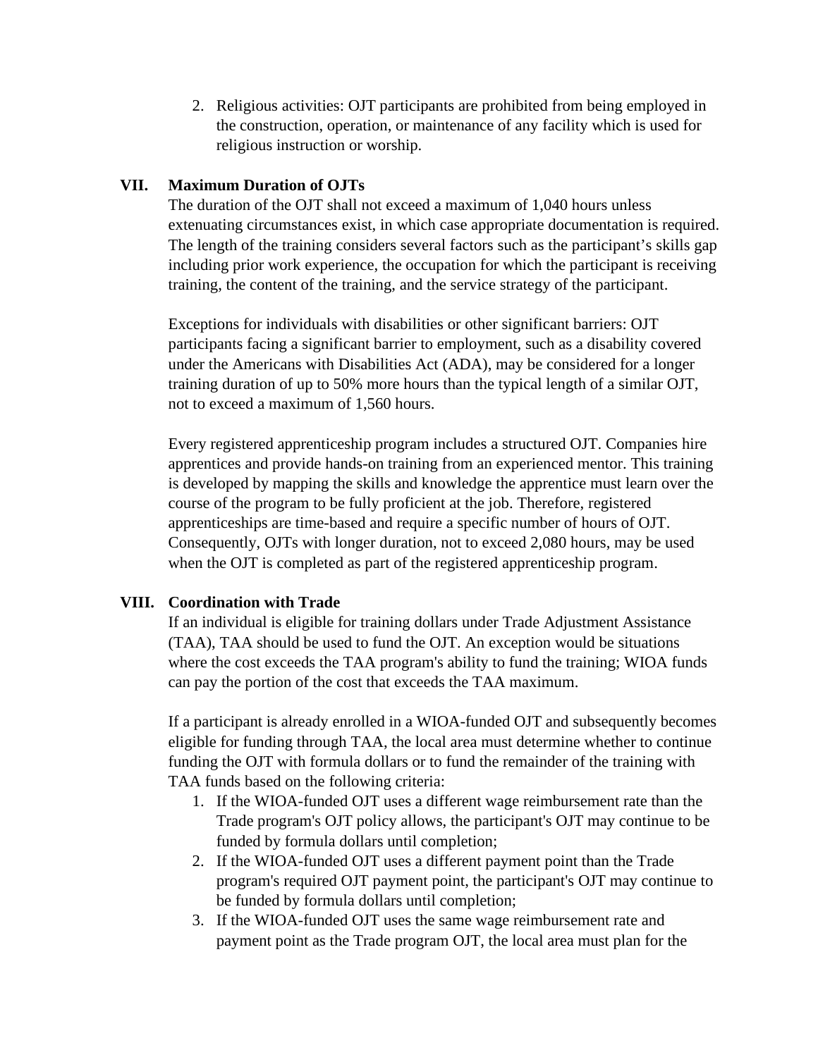2. Religious activities: OJT participants are prohibited from being employed in the construction, operation, or maintenance of any facility which is used for religious instruction or worship.

## VII. Maximum Duration of OJTs

The duration of the OJT shall not exceed a maximum of 1,040 hours unless extenuating circumstances exist, in which case appropriate documentation is required. The length of the training considers several factors such as the participant's skills gap including prior work experience, the occupation for which the participant is receiving training, the content of the training, and the service strategy of the participant.

Exceptions for individuals with disabilities or other significant barriers: OJT participants facing a significant barrier to employment, such as a disability covered under the Americans with Disabilities Act (ADA), may be considered for a longer training duration of up to 50% more hours than the typical length of a similar OJT, not to exceed a maximum of 1,560 hours.

Every registered apprenticeship program includes a structured OJT. Companies hire apprentices and provide hands-on training from an experienced mentor. This training is developed by mapping the skills and knowledge the apprentice must learn over the course of the program to be fully proficient at the job. Therefore, registered apprenticeships are time-based and require a specific number of hours of OJT. Consequently, OJTs with longer duration, not to exceed 2,080 hours, may be used when the OJT is completed as part of the registered apprenticeship program.

## VIII. Coordination with Trade

If an individual is eligible for training dollars under Trade Adjustment Assistance (TAA), TAA should be used to fund the OJT. An exception would be situations where the cost exceeds the TAA program's ability to fund the training; WIOA funds can pay the portion of the cost that exceeds the TAA maximum.

If a participant is already enrolled in a WIOA-funded OJT and subsequently becomes eligible for funding through TAA, the local area must determine whether to continue funding the OJT with formula dollars or to fund the remainder of the training with TAA funds based on the following criteria:

1. If the WIOA-funded OJT uses a different wage reimbursement rate than the Trade program's OJT policy allows, the participant's OJT may continue to be funded by formula dollars until completion;
2. If the WIOA-funded OJT uses a different payment point than the Trade program's required OJT payment point, the participant's OJT may continue to be funded by formula dollars until completion;
3. If the WIOA-funded OJT uses the same wage reimbursement rate and payment point as the Trade program OJT, the local area must plan for the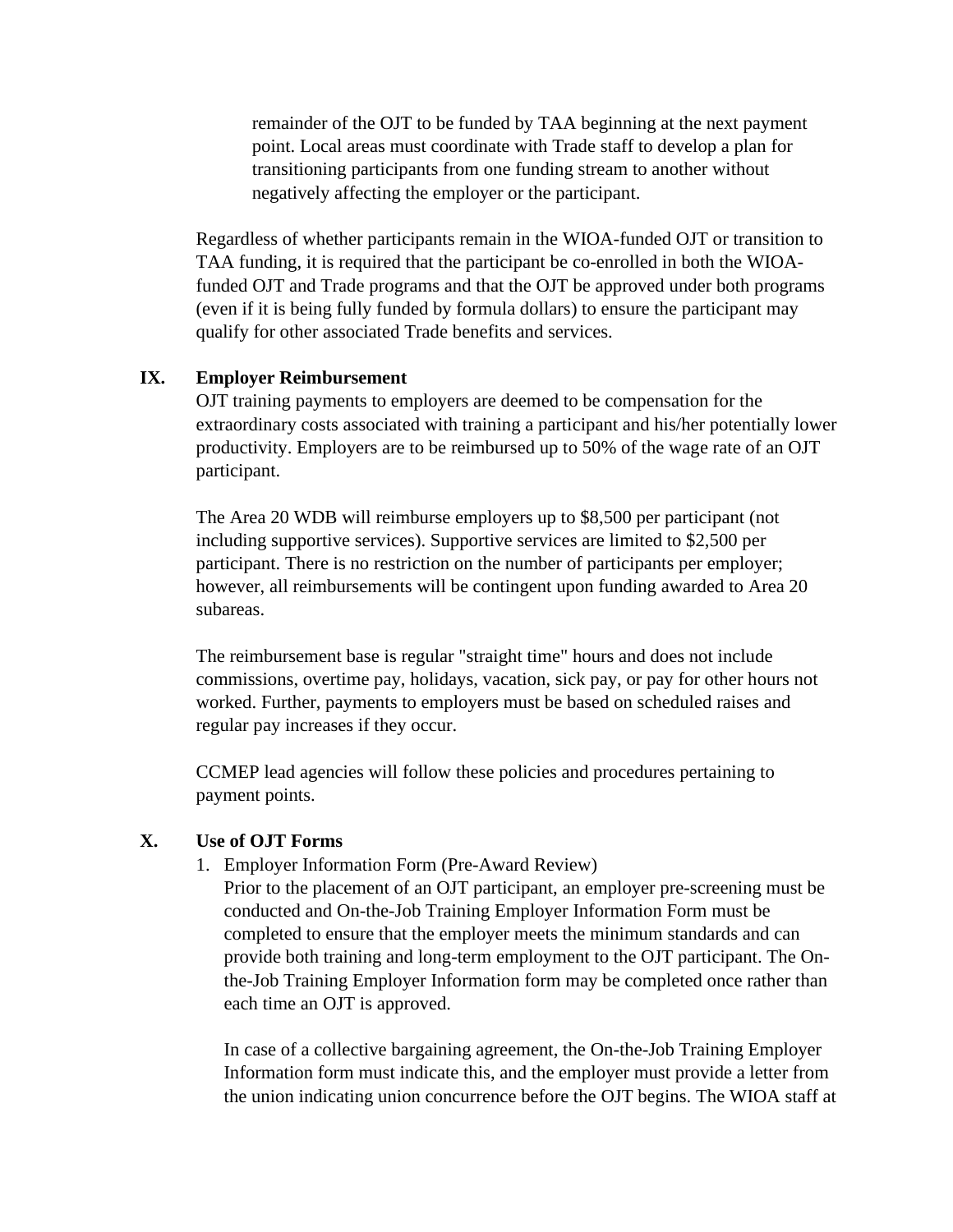remainder of the OJT to be funded by TAA beginning at the next payment point. Local areas must coordinate with Trade staff to develop a plan for transitioning participants from one funding stream to another without negatively affecting the employer or the participant.

Regardless of whether participants remain in the WIOA-funded OJT or transition to TAA funding, it is required that the participant be co-enrolled in both the WIOA-funded OJT and Trade programs and that the OJT be approved under both programs (even if it is being fully funded by formula dollars) to ensure the participant may qualify for other associated Trade benefits and services.

## IX. Employer Reimbursement

OJT training payments to employers are deemed to be compensation for the extraordinary costs associated with training a participant and his/her potentially lower productivity. Employers are to be reimbursed up to 50% of the wage rate of an OJT participant.

The Area 20 WDB will reimburse employers up to $8,500 per participant (not including supportive services). Supportive services are limited to $2,500 per participant. There is no restriction on the number of participants per employer; however, all reimbursements will be contingent upon funding awarded to Area 20 subareas.

The reimbursement base is regular "straight time" hours and does not include commissions, overtime pay, holidays, vacation, sick pay, or pay for other hours not worked. Further, payments to employers must be based on scheduled raises and regular pay increases if they occur.

CCMEP lead agencies will follow these policies and procedures pertaining to payment points.

## X. Use of OJT Forms

1. Employer Information Form (Pre-Award Review)
   Prior to the placement of an OJT participant, an employer pre-screening must be conducted and On-the-Job Training Employer Information Form must be completed to ensure that the employer meets the minimum standards and can provide both training and long-term employment to the OJT participant. The On-the-Job Training Employer Information form may be completed once rather than each time an OJT is approved.

   In case of a collective bargaining agreement, the On-the-Job Training Employer Information form must indicate this, and the employer must provide a letter from the union indicating union concurrence before the OJT begins. The WIOA staff at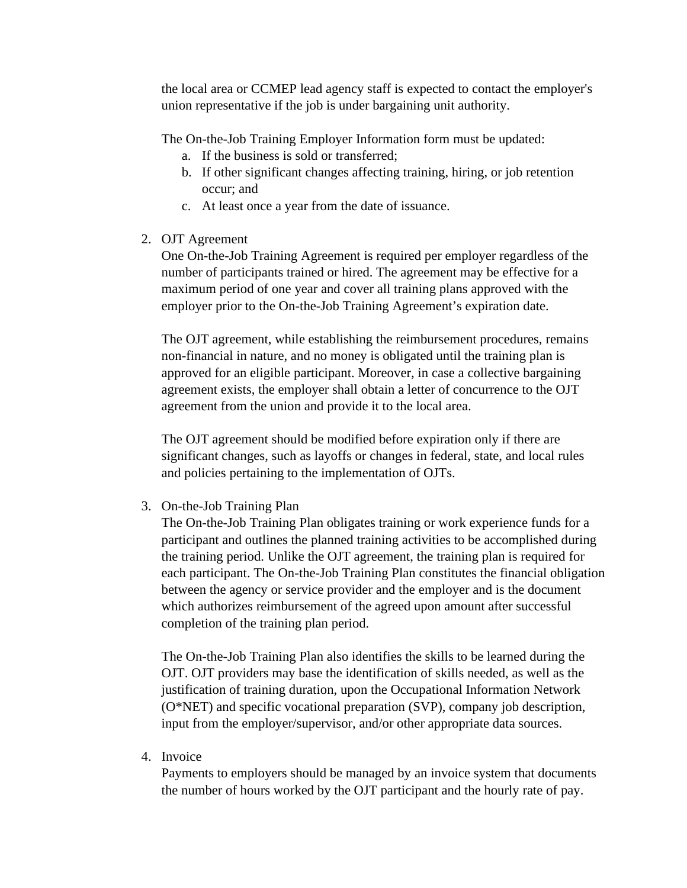the local area or CCMEP lead agency staff is expected to contact the employer's union representative if the job is under bargaining unit authority.

The On-the-Job Training Employer Information form must be updated:

a. If the business is sold or transferred;
b. If other significant changes affecting training, hiring, or job retention occur; and
c. At least once a year from the date of issuance.

2. OJT Agreement

   One On-the-Job Training Agreement is required per employer regardless of the number of participants trained or hired. The agreement may be effective for a maximum period of one year and cover all training plans approved with the employer prior to the On-the-Job Training Agreement's expiration date.

   The OJT agreement, while establishing the reimbursement procedures, remains non-financial in nature, and no money is obligated until the training plan is approved for an eligible participant. Moreover, in case a collective bargaining agreement exists, the employer shall obtain a letter of concurrence to the OJT agreement from the union and provide it to the local area.

   The OJT agreement should be modified before expiration only if there are significant changes, such as layoffs or changes in federal, state, and local rules and policies pertaining to the implementation of OJTs.

3. On-the-Job Training Plan

   The On-the-Job Training Plan obligates training or work experience funds for a participant and outlines the planned training activities to be accomplished during the training period. Unlike the OJT agreement, the training plan is required for each participant. The On-the-Job Training Plan constitutes the financial obligation between the agency or service provider and the employer and is the document which authorizes reimbursement of the agreed upon amount after successful completion of the training plan period.

   The On-the-Job Training Plan also identifies the skills to be learned during the OJT. OJT providers may base the identification of skills needed, as well as the justification of training duration, upon the Occupational Information Network (O*NET) and specific vocational preparation (SVP), company job description, input from the employer/supervisor, and/or other appropriate data sources.

4. Invoice

   Payments to employers should be managed by an invoice system that documents the number of hours worked by the OJT participant and the hourly rate of pay.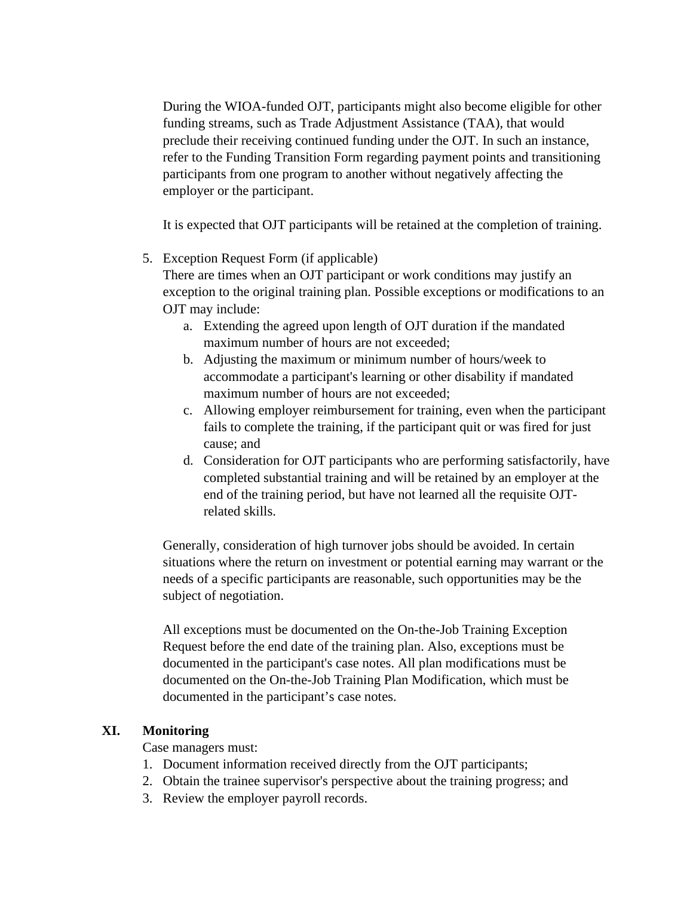During the WIOA-funded OJT, participants might also become eligible for other funding streams, such as Trade Adjustment Assistance (TAA), that would preclude their receiving continued funding under the OJT. In such an instance, refer to the Funding Transition Form regarding payment points and transitioning participants from one program to another without negatively affecting the employer or the participant.

It is expected that OJT participants will be retained at the completion of training.

5. Exception Request Form (if applicable)
   There are times when an OJT participant or work conditions may justify an exception to the original training plan. Possible exceptions or modifications to an OJT may include:
   a. Extending the agreed upon length of OJT duration if the mandated maximum number of hours are not exceeded;
   b. Adjusting the maximum or minimum number of hours/week to accommodate a participant's learning or other disability if mandated maximum number of hours are not exceeded;
   c. Allowing employer reimbursement for training, even when the participant fails to complete the training, if the participant quit or was fired for just cause; and
   d. Consideration for OJT participants who are performing satisfactorily, have completed substantial training and will be retained by an employer at the end of the training period, but have not learned all the requisite OJT-related skills.

   Generally, consideration of high turnover jobs should be avoided. In certain situations where the return on investment or potential earning may warrant or the needs of a specific participants are reasonable, such opportunities may be the subject of negotiation.

   All exceptions must be documented on the On-the-Job Training Exception Request before the end date of the training plan. Also, exceptions must be documented in the participant's case notes. All plan modifications must be documented on the On-the-Job Training Plan Modification, which must be documented in the participant's case notes.

## XI. Monitoring

Case managers must:

1. Document information received directly from the OJT participants;
2. Obtain the trainee supervisor's perspective about the training progress; and
3. Review the employer payroll records.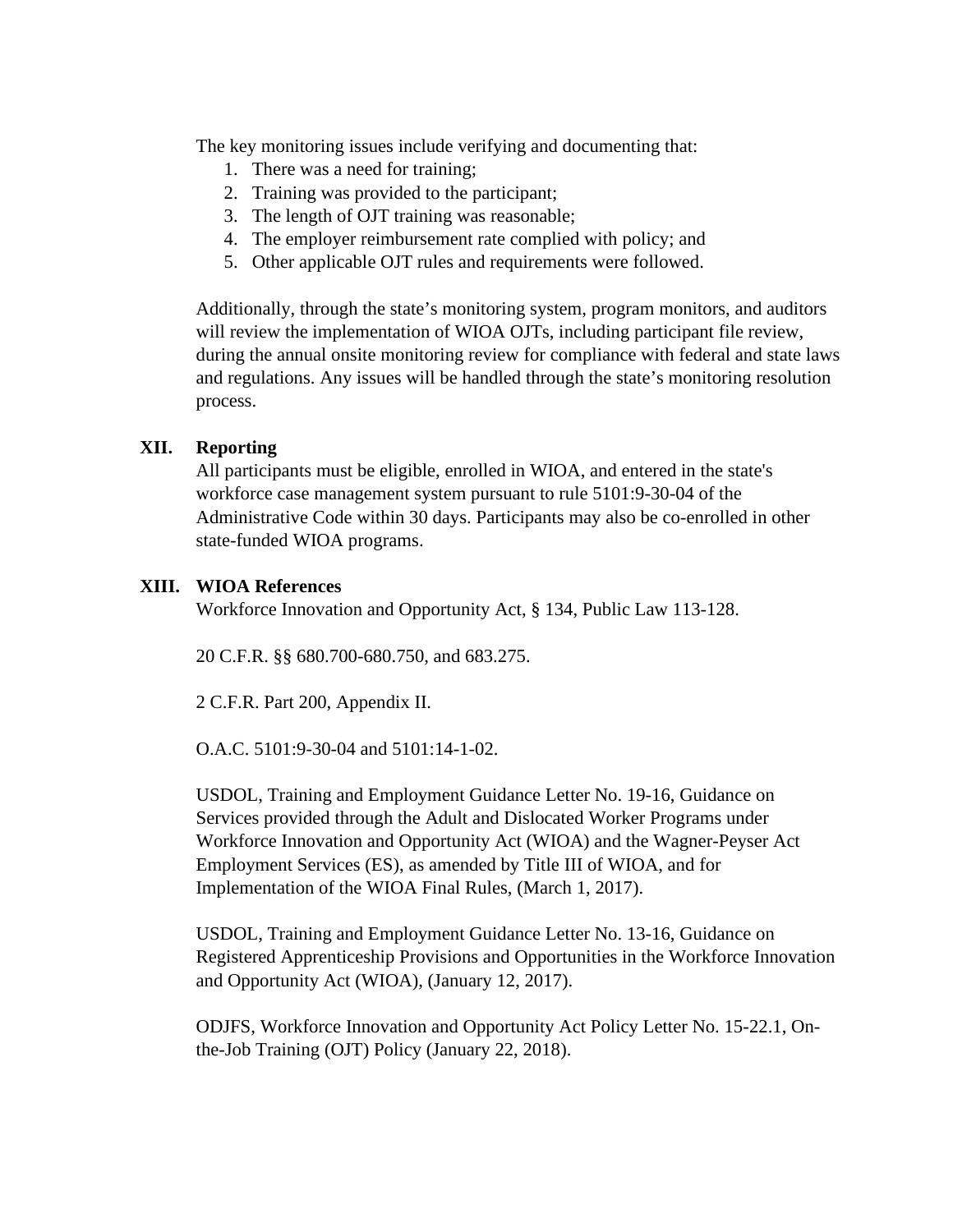The key monitoring issues include verifying and documenting that:

1. There was a need for training;
2. Training was provided to the participant;
3. The length of OJT training was reasonable;
4. The employer reimbursement rate complied with policy; and
5. Other applicable OJT rules and requirements were followed.

Additionally, through the state's monitoring system, program monitors, and auditors will review the implementation of WIOA OJTs, including participant file review, during the annual onsite monitoring review for compliance with federal and state laws and regulations. Any issues will be handled through the state's monitoring resolution process.

## XII. Reporting

All participants must be eligible, enrolled in WIOA, and entered in the state's workforce case management system pursuant to rule 5101:9-30-04 of the Administrative Code within 30 days. Participants may also be co-enrolled in other state-funded WIOA programs.

## XIII. WIOA References

Workforce Innovation and Opportunity Act, § 134, Public Law 113-128.

20 C.F.R. §§ 680.700-680.750, and 683.275.

2 C.F.R. Part 200, Appendix II.

O.A.C. 5101:9-30-04 and 5101:14-1-02.

USDOL, Training and Employment Guidance Letter No. 19-16, Guidance on Services provided through the Adult and Dislocated Worker Programs under Workforce Innovation and Opportunity Act (WIOA) and the Wagner-Peyser Act Employment Services (ES), as amended by Title III of WIOA, and for Implementation of the WIOA Final Rules, (March 1, 2017).

USDOL, Training and Employment Guidance Letter No. 13-16, Guidance on Registered Apprenticeship Provisions and Opportunities in the Workforce Innovation and Opportunity Act (WIOA), (January 12, 2017).

ODJFS, Workforce Innovation and Opportunity Act Policy Letter No. 15-22.1, On-the-Job Training (OJT) Policy (January 22, 2018).